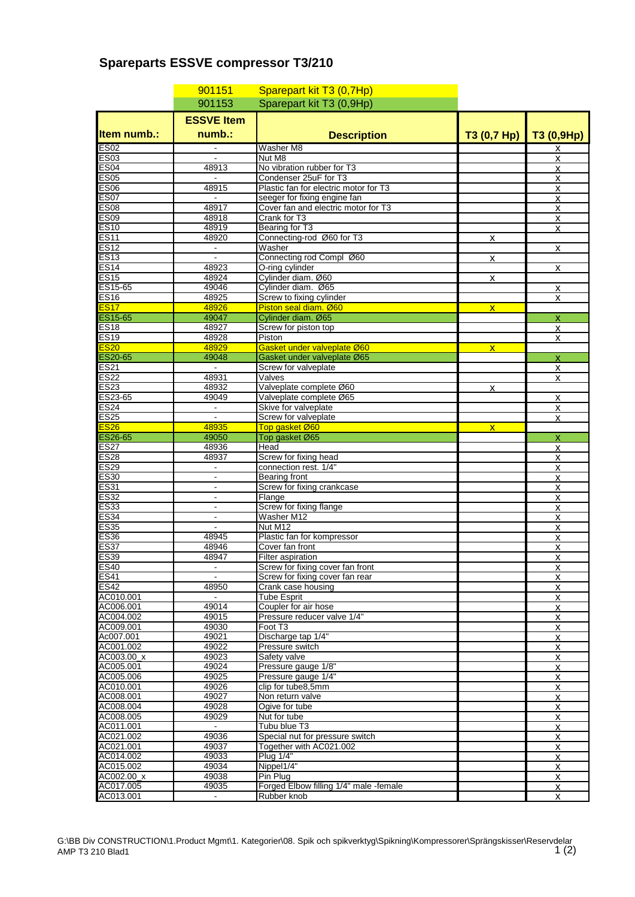# Spareparts ESSVE compressor T3/210

| | | | | |
|---|---|---|---|---|
| | 901151 | Sparepart kit T3 (0,7Hp) | | |
| | 901153 | Sparepart kit T3 (0,9Hp) | | |
| **Item numb.:** | **ESSVE Item numb.:** | **Description** | **T3 (0,7 Hp)** | **T3 (0,9Hp)** |
| ES02 | - | Washer M8 | | x |
| ES03 | - | Nut M8 | | x |
| ES04 | 48913 | No vibration rubber for T3 | | x |
| ES05 | - | Condenser 25uF for T3 | | x |
| ES06 | 48915 | Plastic fan for electric motor for T3 | | x |
| ES07 | - | seeger for fixing engine fan | | x |
| ES08 | 48917 | Cover fan and electric motor for T3 | | x |
| ES09 | 48918 | Crank for T3 | | x |
| ES10 | 48919 | Bearing for T3 | | x |
| ES11 | 48920 | Connecting-rod Ø60 for T3 | x | |
| ES12 | - | Washer | | x |
| ES13 | - | Connecting rod Compl Ø60 | x | |
| ES14 | 48923 | O-ring cylinder | | x |
| ES15 | 48924 | Cylinder diam. Ø60 | x | |
| ES15-65 | 49046 | Cylinder diam. Ø65 | | x |
| ES16 | 48925 | Screw to fixing cylinder | | x |
| ES17 | 48926 | Piston seal diam. Ø60 | x | |
| ES15-65 | 49047 | Cylinder diam. Ø65 | | x |
| ES18 | 48927 | Screw for piston top | | x |
| ES19 | 48928 | Piston | | x |
| ES20 | 48929 | Gasket under valveplate Ø60 | x | |
| ES20-65 | 49048 | Gasket under valveplate Ø65 | | x |
| ES21 | - | Screw for valveplate | | x |
| ES22 | 48931 | Valves | | x |
| ES23 | 48932 | Valveplate complete Ø60 | x | |
| ES23-65 | 49049 | Valveplate complete Ø65 | | x |
| ES24 | - | Skive for valveplate | | x |
| ES25 | - | Screw for valveplate | | x |
| ES26 | 48935 | Top gasket Ø60 | x | |
| ES26-65 | 49050 | Top gasket Ø65 | | x |
| ES27 | 48936 | Head | | x |
| ES28 | 48937 | Screw for fixing head | | x |
| ES29 | - | connection rest. 1/4" | | x |
| ES30 | - | Bearing front | | x |
| ES31 | - | Screw for fixing crankcase | | x |
| ES32 | - | Flange | | x |
| ES33 | - | Screw for fixing flange | | x |
| ES34 | - | Washer M12 | | x |
| ES35 | - | Nut M12 | | x |
| ES36 | 48945 | Plastic fan for kompressor | | x |
| ES37 | 48946 | Cover fan front | | x |
| ES39 | 48947 | Filter aspiration | | x |
| ES40 | - | Screw for fixing cover fan front | | x |
| ES41 | - | Screw for fixing cover fan rear | | x |
| ES42 | 48950 | Crank case housing | | x |
| AC010.001 | - | Tube Esprit | | x |
| AC006.001 | 49014 | Coupler for air hose | | x |
| AC004.002 | 49015 | Pressure reducer valve 1/4" | | x |
| AC009.001 | 49030 | Foot T3 | | x |
| Ac007.001 | 49021 | Discharge tap 1/4" | | x |
| AC001.002 | 49022 | Pressure switch | | x |
| AC003.00_x | 49023 | Safety valve | | x |
| AC005.001 | 49024 | Pressure gauge 1/8" | | x |
| AC005.006 | 49025 | Pressure gauge 1/4" | | x |
| AC010.001 | 49026 | clip for tube8,5mm | | x |
| AC008.001 | 49027 | Non return valve | | x |
| AC008.004 | 49028 | Ogive for tube | | x |
| AC008.005 | 49029 | Nut for tube | | x |
| AC011.001 | - | Tubu blue T3 | | x |
| AC021.002 | 49036 | Special nut for pressure switch | | x |
| AC021.001 | 49037 | Together with AC021.002 | | x |
| AC014.002 | 49033 | Plug 1/4" | | x |
| AC015.002 | 49034 | Nippel1/4" | | x |
| AC002.00_x | 49038 | Pin Plug | | x |
| AC017.005 | 49035 | Forged Elbow filling 1/4" male -female | | x |
| AC013.001 | - | Rubber knob | | x |

G:\BB Div CONSTRUCTION\1.Product Mgmt\1. Kategorier\08. Spik och spikverktyg\Spikning\Kompressorer\Sprängskisser\Reservdelar AMP T3 210 Blad1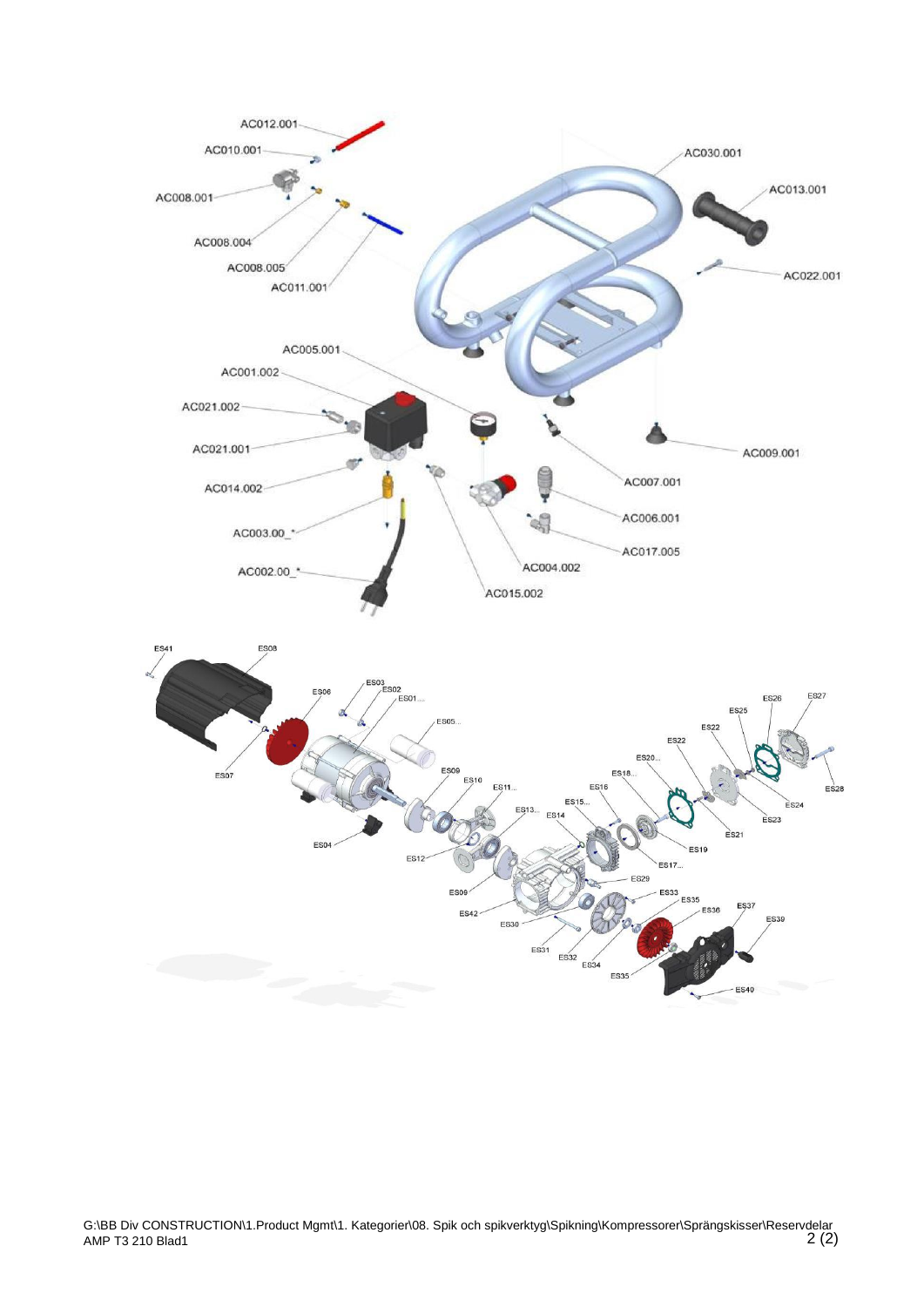AC012.001
AC010.001
AC008.001
AC008.004
AC008.005
AC011.001
AC030.001
AC013.001
AC022.001
AC005.001
AC001.002
AC021.002
AC021.001
AC014.002
AC003.00_*
AC002.00_*
AC009.001
AC007.001
AC006.001
AC017.005
AC004.002
AC015.002

ES41
ES08
ES06
ES03
ES02
ES01...
ES05...
ES07
ES09
ES10
ES11...
ES04
ES12
ES13...
ES14
ES15...
ES16
ES18...
ES20...
ES22
ES22
ES25
ES26
ES27
ES28
ES24
ES23
ES21
ES19
ES17...
ES29
ES09
ES42
ES30
ES31
ES32
ES33
ES35
ES36
ES34
ES35
ES37
ES39
ES40